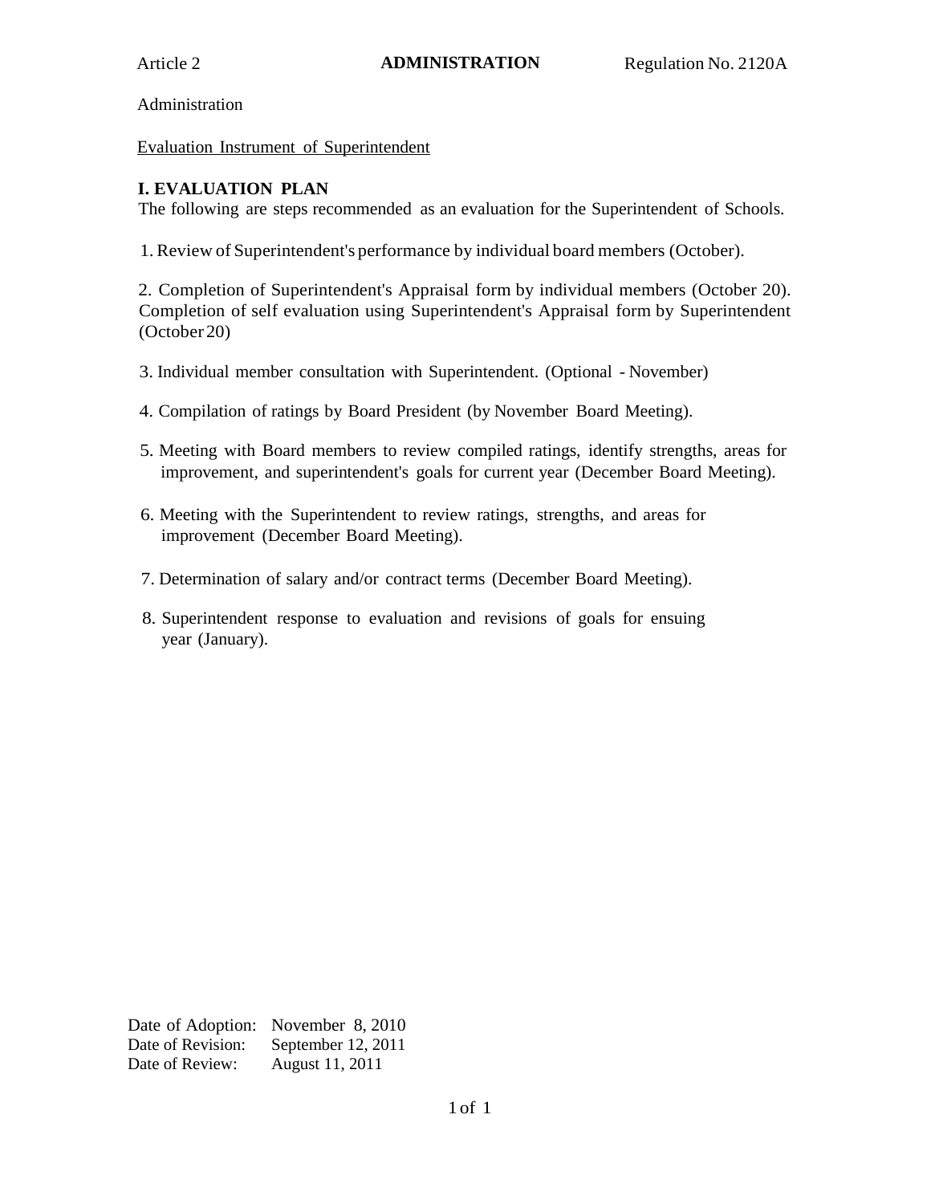Article 2 **ADMINISTRATION** Regulation No. 2120A

Administration

Evaluation Instrument of Superintendent

## I. EVALUATION PLAN

The following are steps recommended as an evaluation for the Superintendent of Schools.

1. Review of Superintendent's performance by individual board members (October).

2. Completion of Superintendent's Appraisal form by individual members (October 20). Completion of self evaluation using Superintendent's Appraisal form by Superintendent (October 20)

3. Individual member consultation with Superintendent. (Optional - November)

4. Compilation of ratings by Board President (by November Board Meeting).

5. Meeting with Board members to review compiled ratings, identify strengths, areas for improvement, and superintendent's goals for current year (December Board Meeting).

6. Meeting with the Superintendent to review ratings, strengths, and areas for improvement (December Board Meeting).

7. Determination of salary and/or contract terms (December Board Meeting).

8. Superintendent response to evaluation and revisions of goals for ensuing year (January).

Date of Adoption: November 8, 2010
Date of Revision: September 12, 2011
Date of Review: August 11, 2011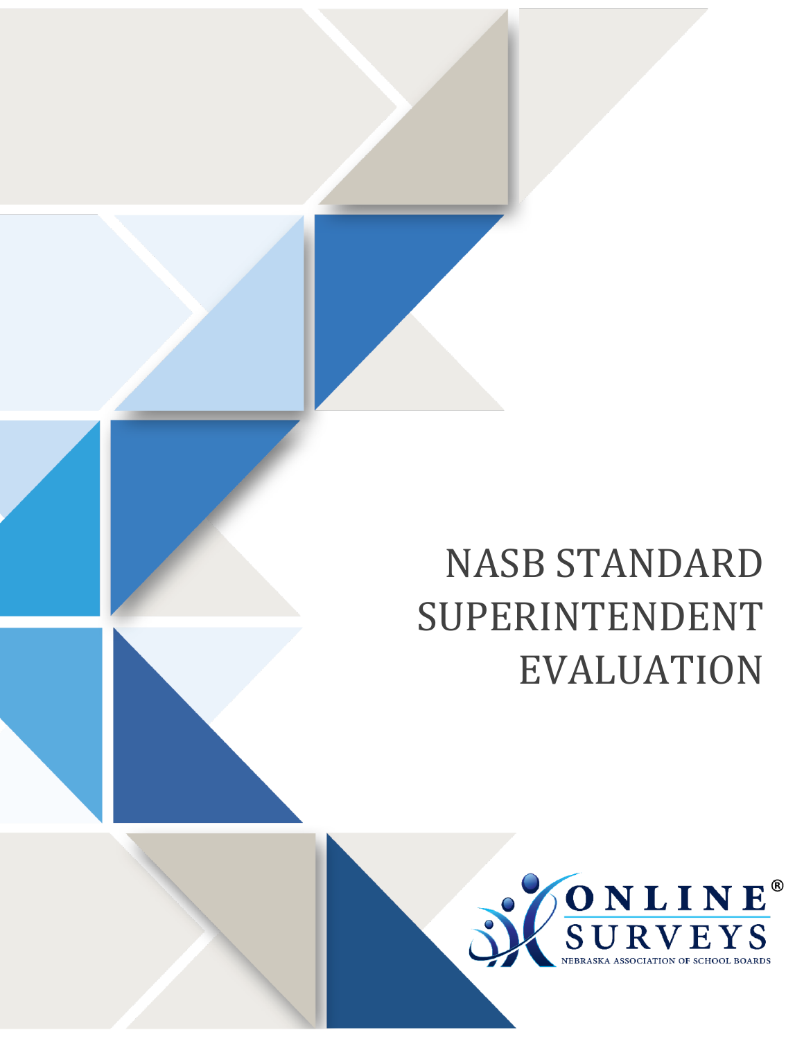# NASB STANDARD SUPERINTENDENT EVALUATION

ONLINE® SURVEYS

NEBRASKA ASSOCIATION OF SCHOOL BOARDS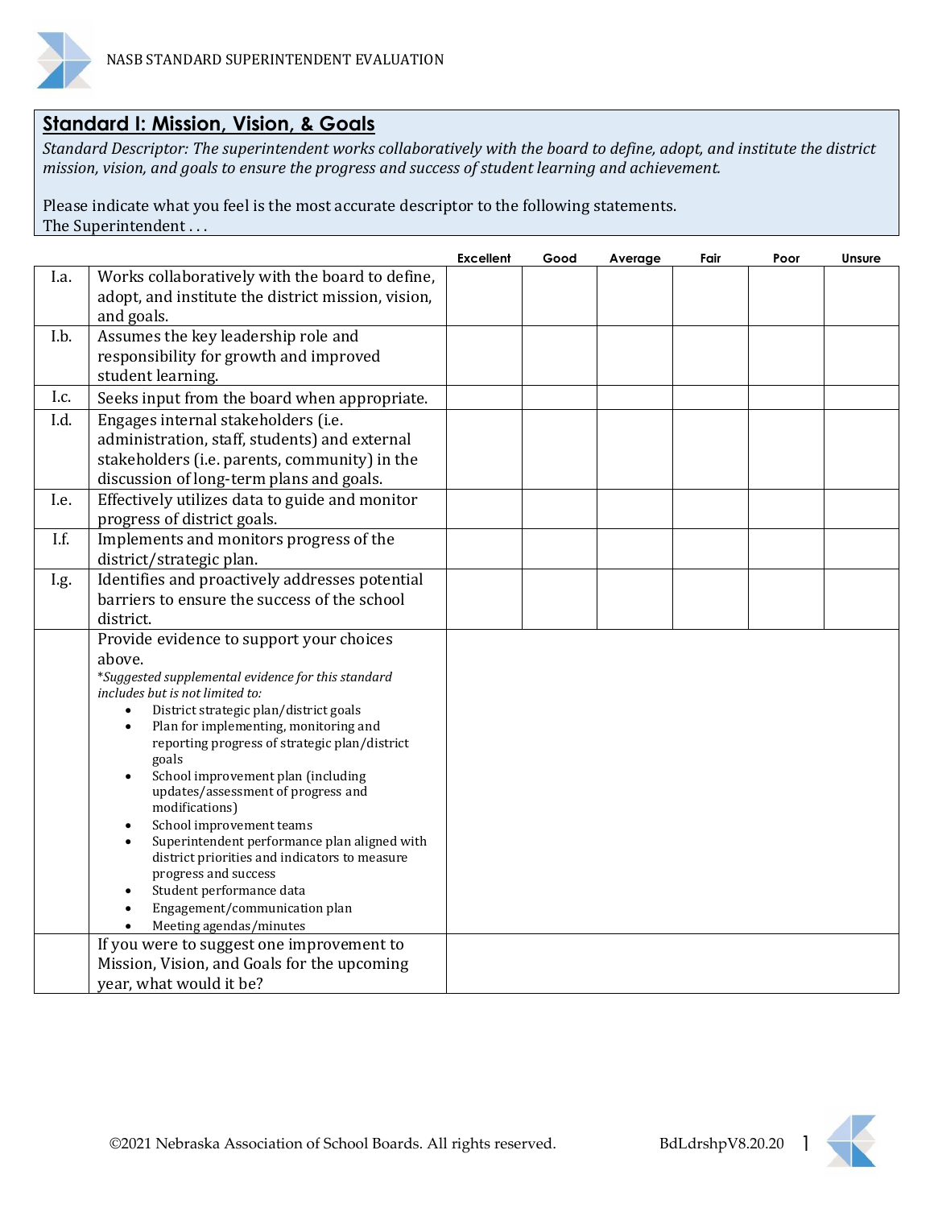## Standard I: Mission, Vision, & Goals

*Standard Descriptor: The superintendent works collaboratively with the board to define, adopt, and institute the district mission, vision, and goals to ensure the progress and success of student learning and achievement.*

Please indicate what you feel is the most accurate descriptor to the following statements.
The Superintendent . . .

| | | Excellent | Good | Average | Fair | Poor | Unsure |
|---|---|---|---|---|---|---|---|
| I.a. | Works collaboratively with the board to define, adopt, and institute the district mission, vision, and goals. | | | | | | |
| I.b. | Assumes the key leadership role and responsibility for growth and improved student learning. | | | | | | |
| I.c. | Seeks input from the board when appropriate. | | | | | | |
| I.d. | Engages internal stakeholders (i.e. administration, staff, students) and external stakeholders (i.e. parents, community) in the discussion of long-term plans and goals. | | | | | | |
| I.e. | Effectively utilizes data to guide and monitor progress of district goals. | | | | | | |
| I.f. | Implements and monitors progress of the district/strategic plan. | | | | | | |
| I.g. | Identifies and proactively addresses potential barriers to ensure the success of the school district. | | | | | | |
| | Provide evidence to support your choices above.<br>*\*Suggested supplemental evidence for this standard includes but is not limited to:*<br>• District strategic plan/district goals<br>• Plan for implementing, monitoring and reporting progress of strategic plan/district goals<br>• School improvement plan (including updates/assessment of progress and modifications)<br>• School improvement teams<br>• Superintendent performance plan aligned with district priorities and indicators to measure progress and success<br>• Student performance data<br>• Engagement/communication plan<br>• Meeting agendas/minutes | | | | | | |
| | If you were to suggest one improvement to Mission, Vision, and Goals for the upcoming year, what would it be? | | | | | | |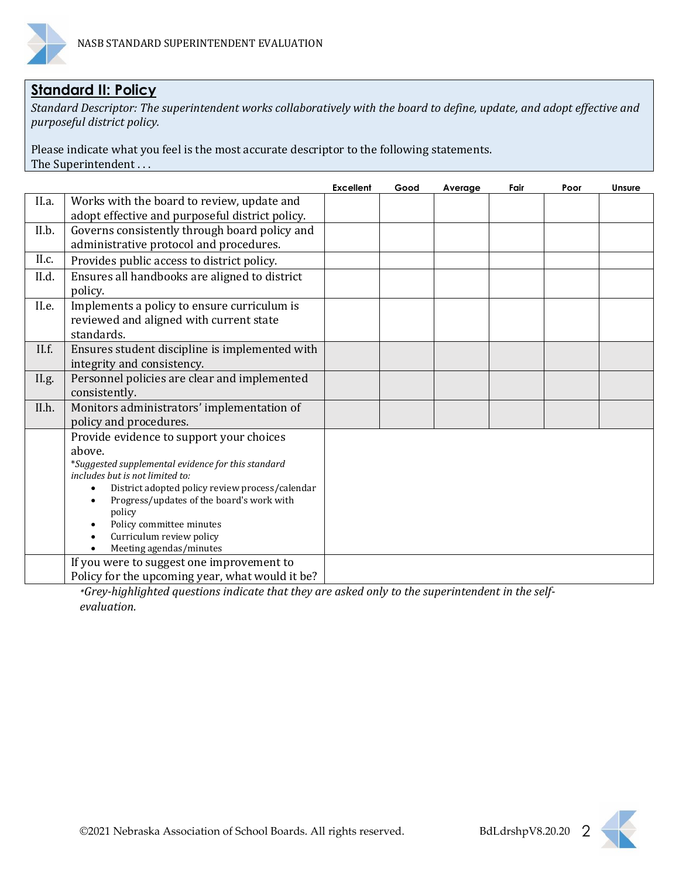## Standard II: Policy

*Standard Descriptor: The superintendent works collaboratively with the board to define, update, and adopt effective and purposeful district policy.*

Please indicate what you feel is the most accurate descriptor to the following statements.
The Superintendent . . .

| | | Excellent | Good | Average | Fair | Poor | Unsure |
|---|---|---|---|---|---|---|---|
| II.a. | Works with the board to review, update and adopt effective and purposeful district policy. | | | | | | |
| II.b. | Governs consistently through board policy and administrative protocol and procedures. | | | | | | |
| II.c. | Provides public access to district policy. | | | | | | |
| II.d. | Ensures all handbooks are aligned to district policy. | | | | | | |
| II.e. | Implements a policy to ensure curriculum is reviewed and aligned with current state standards. | | | | | | |
| II.f. | Ensures student discipline is implemented with integrity and consistency. | | | | | | |
| II.g. | Personnel policies are clear and implemented consistently. | | | | | | |
| II.h. | Monitors administrators' implementation of policy and procedures. | | | | | | |
| | Provide evidence to support your choices above.<br>*Suggested supplemental evidence for this standard includes but is not limited to:*<br>• District adopted policy review process/calendar<br>• Progress/updates of the board's work with policy<br>• Policy committee minutes<br>• Curriculum review policy<br>• Meeting agendas/minutes | | | | | | |
| | If you were to suggest one improvement to Policy for the upcoming year, what would it be? | | | | | | |

*Grey-highlighted questions indicate that they are asked only to the superintendent in the self-evaluation.*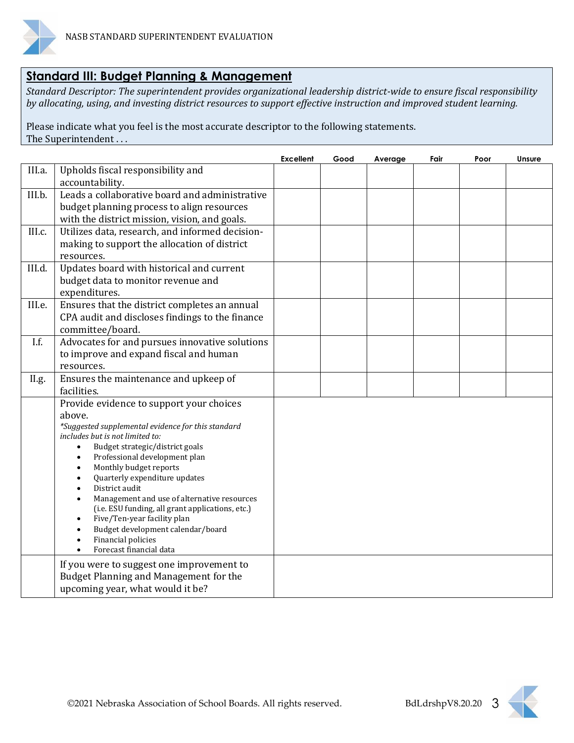## Standard III: Budget Planning & Management

*Standard Descriptor: The superintendent provides organizational leadership district-wide to ensure fiscal responsibility by allocating, using, and investing district resources to support effective instruction and improved student learning.*

Please indicate what you feel is the most accurate descriptor to the following statements.
The Superintendent . . .

| | | Excellent | Good | Average | Fair | Poor | Unsure |
|---|---|---|---|---|---|---|---|
| III.a. | Upholds fiscal responsibility and accountability. | | | | | | |
| III.b. | Leads a collaborative board and administrative budget planning process to align resources with the district mission, vision, and goals. | | | | | | |
| III.c. | Utilizes data, research, and informed decision-making to support the allocation of district resources. | | | | | | |
| III.d. | Updates board with historical and current budget data to monitor revenue and expenditures. | | | | | | |
| III.e. | Ensures that the district completes an annual CPA audit and discloses findings to the finance committee/board. | | | | | | |
| I.f. | Advocates for and pursues innovative solutions to improve and expand fiscal and human resources. | | | | | | |
| II.g. | Ensures the maintenance and upkeep of facilities. | | | | | | |
| | Provide evidence to support your choices above.<br>*\*Suggested supplemental evidence for this standard includes but is not limited to:*<br>• Budget strategic/district goals<br>• Professional development plan<br>• Monthly budget reports<br>• Quarterly expenditure updates<br>• District audit<br>• Management and use of alternative resources (i.e. ESU funding, all grant applications, etc.)<br>• Five/Ten-year facility plan<br>• Budget development calendar/board<br>• Financial policies<br>• Forecast financial data | | | | | | |
| | If you were to suggest one improvement to Budget Planning and Management for the upcoming year, what would it be? | | | | | | |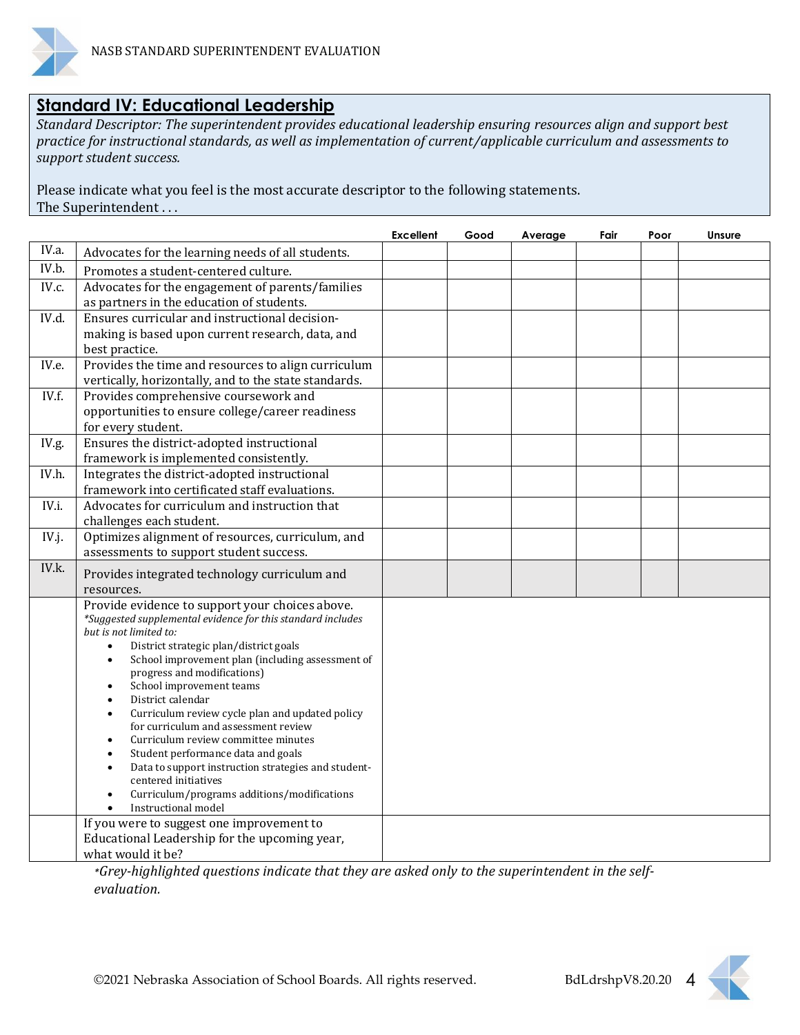## Standard IV: Educational Leadership

*Standard Descriptor: The superintendent provides educational leadership ensuring resources align and support best practice for instructional standards, as well as implementation of current/applicable curriculum and assessments to support student success.*

Please indicate what you feel is the most accurate descriptor to the following statements.
The Superintendent . . .

| | | Excellent | Good | Average | Fair | Poor | Unsure |
|---|---|---|---|---|---|---|---|
| IV.a. | Advocates for the learning needs of all students. | | | | | | |
| IV.b. | Promotes a student-centered culture. | | | | | | |
| IV.c. | Advocates for the engagement of parents/families as partners in the education of students. | | | | | | |
| IV.d. | Ensures curricular and instructional decision-making is based upon current research, data, and best practice. | | | | | | |
| IV.e. | Provides the time and resources to align curriculum vertically, horizontally, and to the state standards. | | | | | | |
| IV.f. | Provides comprehensive coursework and opportunities to ensure college/career readiness for every student. | | | | | | |
| IV.g. | Ensures the district-adopted instructional framework is implemented consistently. | | | | | | |
| IV.h. | Integrates the district-adopted instructional framework into certificated staff evaluations. | | | | | | |
| IV.i. | Advocates for curriculum and instruction that challenges each student. | | | | | | |
| IV.j. | Optimizes alignment of resources, curriculum, and assessments to support student success. | | | | | | |
| IV.k. | Provides integrated technology curriculum and resources. | | | | | | |
| | Provide evidence to support your choices above. *\*Suggested supplemental evidence for this standard includes but is not limited to:* <br>• District strategic plan/district goals <br>• School improvement plan (including assessment of progress and modifications) <br>• School improvement teams <br>• District calendar <br>• Curriculum review cycle plan and updated policy for curriculum and assessment review <br>• Curriculum review committee minutes <br>• Student performance data and goals <br>• Data to support instruction strategies and student-centered initiatives <br>• Curriculum/programs additions/modifications <br>• Instructional model | | | | | | |
| | If you were to suggest one improvement to Educational Leadership for the upcoming year, what would it be? | | | | | | |

*\*Grey-highlighted questions indicate that they are asked only to the superintendent in the self-evaluation.*

©2021 Nebraska Association of School Boards. All rights reserved. BdLdrshpV8.20.20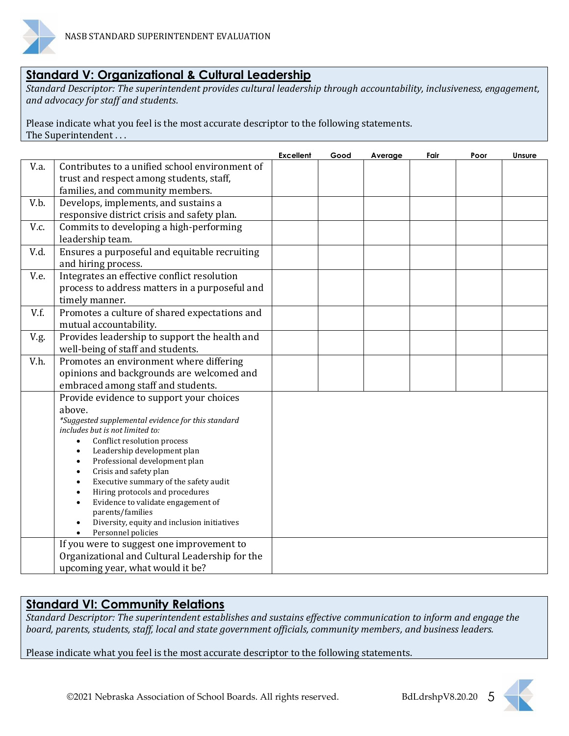## Standard V: Organizational & Cultural Leadership

*Standard Descriptor: The superintendent provides cultural leadership through accountability, inclusiveness, engagement, and advocacy for staff and students.*

Please indicate what you feel is the most accurate descriptor to the following statements.
The Superintendent . . .

| | | Excellent | Good | Average | Fair | Poor | Unsure |
|---|---|---|---|---|---|---|---|
| V.a. | Contributes to a unified school environment of trust and respect among students, staff, families, and community members. | | | | | | |
| V.b. | Develops, implements, and sustains a responsive district crisis and safety plan. | | | | | | |
| V.c. | Commits to developing a high-performing leadership team. | | | | | | |
| V.d. | Ensures a purposeful and equitable recruiting and hiring process. | | | | | | |
| V.e. | Integrates an effective conflict resolution process to address matters in a purposeful and timely manner. | | | | | | |
| V.f. | Promotes a culture of shared expectations and mutual accountability. | | | | | | |
| V.g. | Provides leadership to support the health and well-being of staff and students. | | | | | | |
| V.h. | Promotes an environment where differing opinions and backgrounds are welcomed and embraced among staff and students. | | | | | | |
| | Provide evidence to support your choices above. *\*Suggested supplemental evidence for this standard includes but is not limited to:* <br>• Conflict resolution process <br>• Leadership development plan <br>• Professional development plan <br>• Crisis and safety plan <br>• Executive summary of the safety audit <br>• Hiring protocols and procedures <br>• Evidence to validate engagement of parents/families <br>• Diversity, equity and inclusion initiatives <br>• Personnel policies | | | | | | |
| | If you were to suggest one improvement to Organizational and Cultural Leadership for the upcoming year, what would it be? | | | | | | |

## Standard VI: Community Relations

*Standard Descriptor: The superintendent establishes and sustains effective communication to inform and engage the board, parents, students, staff, local and state government officials, community members, and business leaders.*

Please indicate what you feel is the most accurate descriptor to the following statements.

©2021 Nebraska Association of School Boards. All rights reserved. BdLdrshpV8.20.20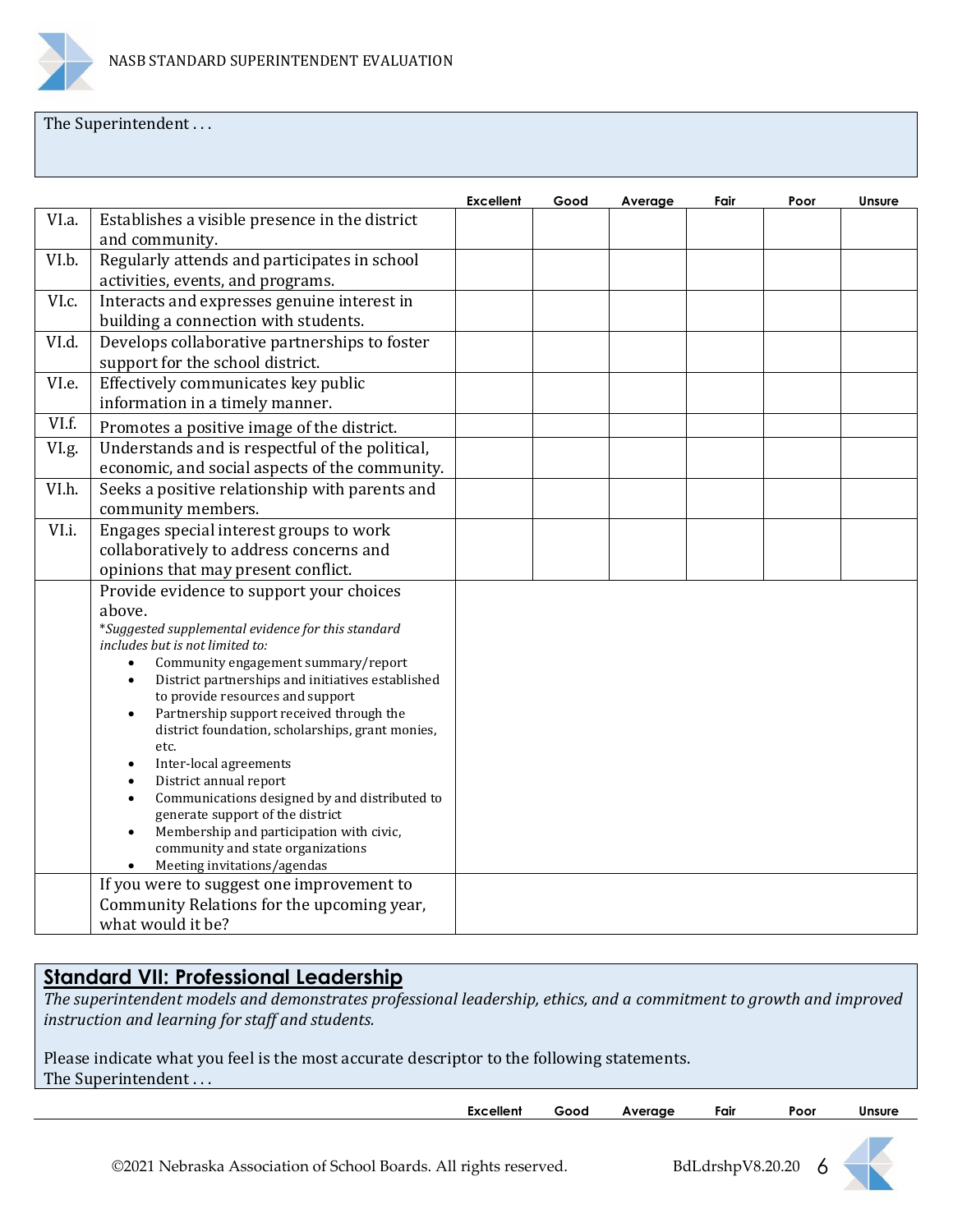The Superintendent . . .

| | | Excellent | Good | Average | Fair | Poor | Unsure |
|---|---|---|---|---|---|---|---|
| VI.a. | Establishes a visible presence in the district and community. | | | | | | |
| VI.b. | Regularly attends and participates in school activities, events, and programs. | | | | | | |
| VI.c. | Interacts and expresses genuine interest in building a connection with students. | | | | | | |
| VI.d. | Develops collaborative partnerships to foster support for the school district. | | | | | | |
| VI.e. | Effectively communicates key public information in a timely manner. | | | | | | |
| VI.f. | Promotes a positive image of the district. | | | | | | |
| VI.g. | Understands and is respectful of the political, economic, and social aspects of the community. | | | | | | |
| VI.h. | Seeks a positive relationship with parents and community members. | | | | | | |
| VI.i. | Engages special interest groups to work collaboratively to address concerns and opinions that may present conflict. | | | | | | |
| | Provide evidence to support your choices above. *Suggested supplemental evidence for this standard includes but is not limited to: • Community engagement summary/report • District partnerships and initiatives established to provide resources and support • Partnership support received through the district foundation, scholarships, grant monies, etc. • Inter-local agreements • District annual report • Communications designed by and distributed to generate support of the district • Membership and participation with civic, community and state organizations • Meeting invitations/agendas | | | | | | |
| | If you were to suggest one improvement to Community Relations for the upcoming year, what would it be? | | | | | | |

## Standard VII: Professional Leadership

*The superintendent models and demonstrates professional leadership, ethics, and a commitment to growth and improved instruction and learning for staff and students.*

Please indicate what you feel is the most accurate descriptor to the following statements.
The Superintendent . . .

| Excellent | Good | Average | Fair | Poor | Unsure |
|---|---|---|---|---|---|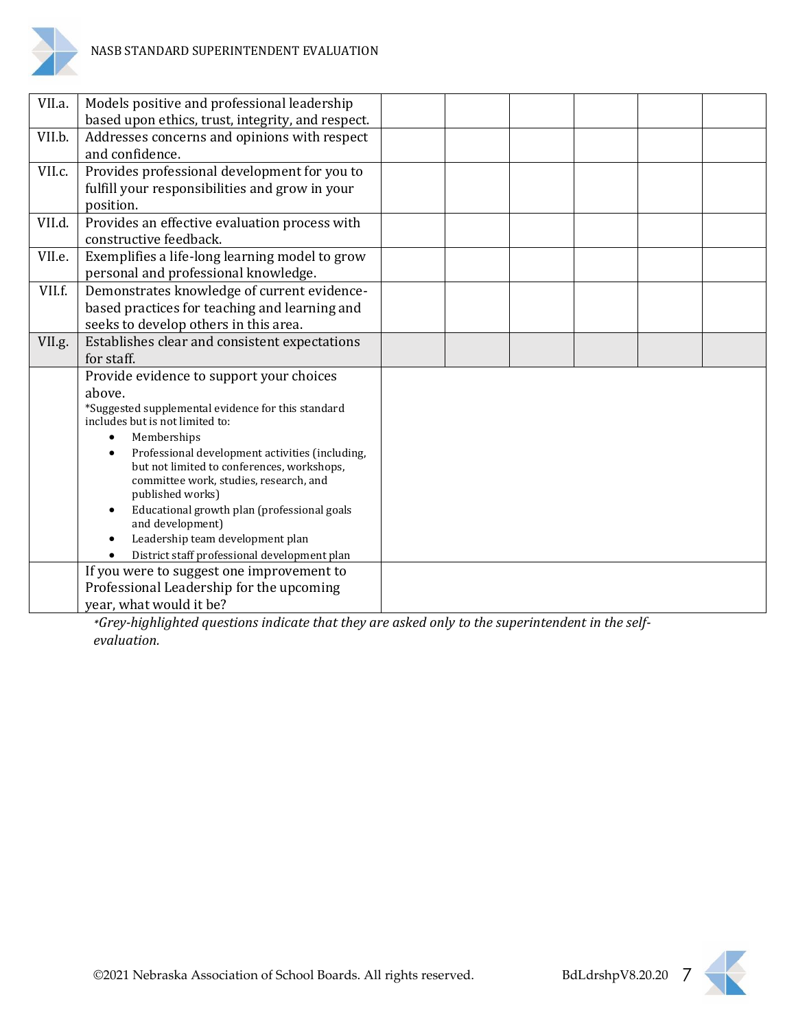| | | | | | | | |
|---|---|---|---|---|---|---|---|
| VII.a. | Models positive and professional leadership based upon ethics, trust, integrity, and respect. | | | | | | |
| VII.b. | Addresses concerns and opinions with respect and confidence. | | | | | | |
| VII.c. | Provides professional development for you to fulfill your responsibilities and grow in your position. | | | | | | |
| VII.d. | Provides an effective evaluation process with constructive feedback. | | | | | | |
| VII.e. | Exemplifies a life-long learning model to grow personal and professional knowledge. | | | | | | |
| VII.f. | Demonstrates knowledge of current evidence-based practices for teaching and learning and seeks to develop others in this area. | | | | | | |
| VII.g. | Establishes clear and consistent expectations for staff. | | | | | | |
| | Provide evidence to support your choices above.<br>*Suggested supplemental evidence for this standard includes but is not limited to:<br>• Memberships<br>• Professional development activities (including, but not limited to conferences, workshops, committee work, studies, research, and published works)<br>• Educational growth plan (professional goals and development)<br>• Leadership team development plan<br>• District staff professional development plan | | | | | | |
| | If you were to suggest one improvement to Professional Leadership for the upcoming year, what would it be? | | | | | | |

**Grey-highlighted questions indicate that they are asked only to the superintendent in the self-evaluation.*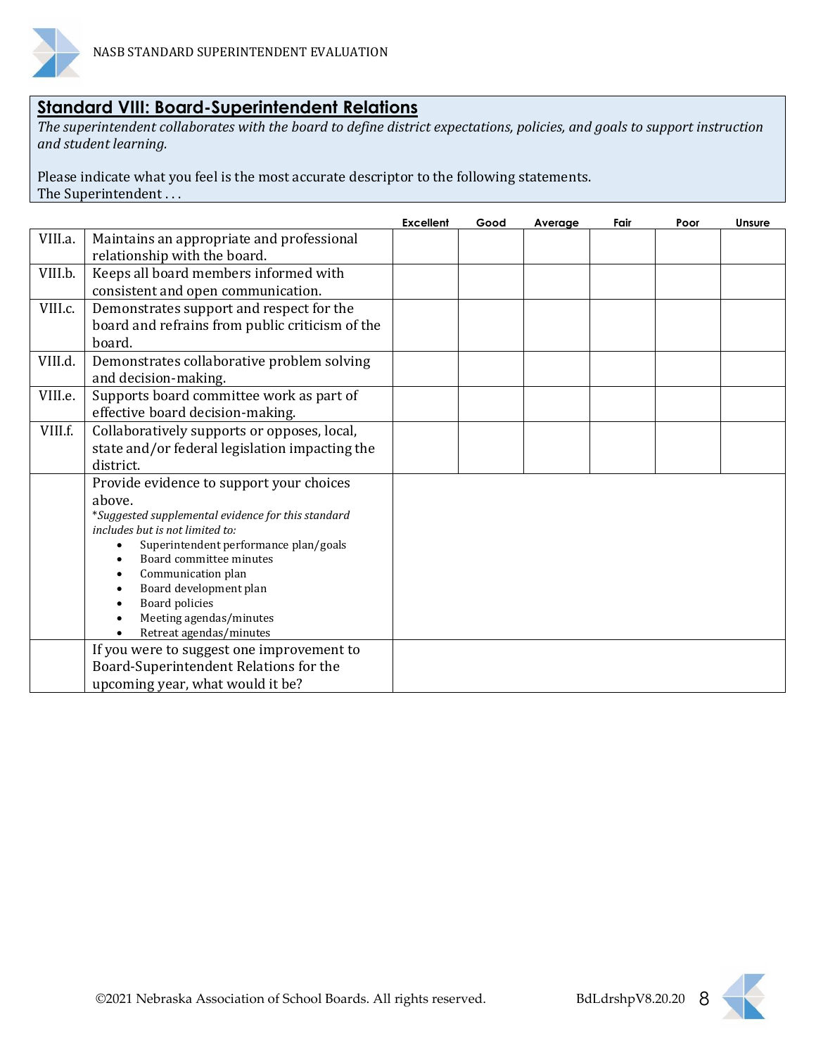## Standard VIII: Board-Superintendent Relations

*The superintendent collaborates with the board to define district expectations, policies, and goals to support instruction and student learning.*

Please indicate what you feel is the most accurate descriptor to the following statements.
The Superintendent . . .

| | | Excellent | Good | Average | Fair | Poor | Unsure |
|---|---|---|---|---|---|---|---|
| VIII.a. | Maintains an appropriate and professional relationship with the board. | | | | | | |
| VIII.b. | Keeps all board members informed with consistent and open communication. | | | | | | |
| VIII.c. | Demonstrates support and respect for the board and refrains from public criticism of the board. | | | | | | |
| VIII.d. | Demonstrates collaborative problem solving and decision-making. | | | | | | |
| VIII.e. | Supports board committee work as part of effective board decision-making. | | | | | | |
| VIII.f. | Collaboratively supports or opposes, local, state and/or federal legislation impacting the district. | | | | | | |
| | Provide evidence to support your choices above. *\*Suggested supplemental evidence for this standard includes but is not limited to:* • Superintendent performance plan/goals • Board committee minutes • Communication plan • Board development plan • Board policies • Meeting agendas/minutes • Retreat agendas/minutes | | | | | | |
| | If you were to suggest one improvement to Board-Superintendent Relations for the upcoming year, what would it be? | | | | | | |

©2021 Nebraska Association of School Boards. All rights reserved. BdLdrshpV8.20.20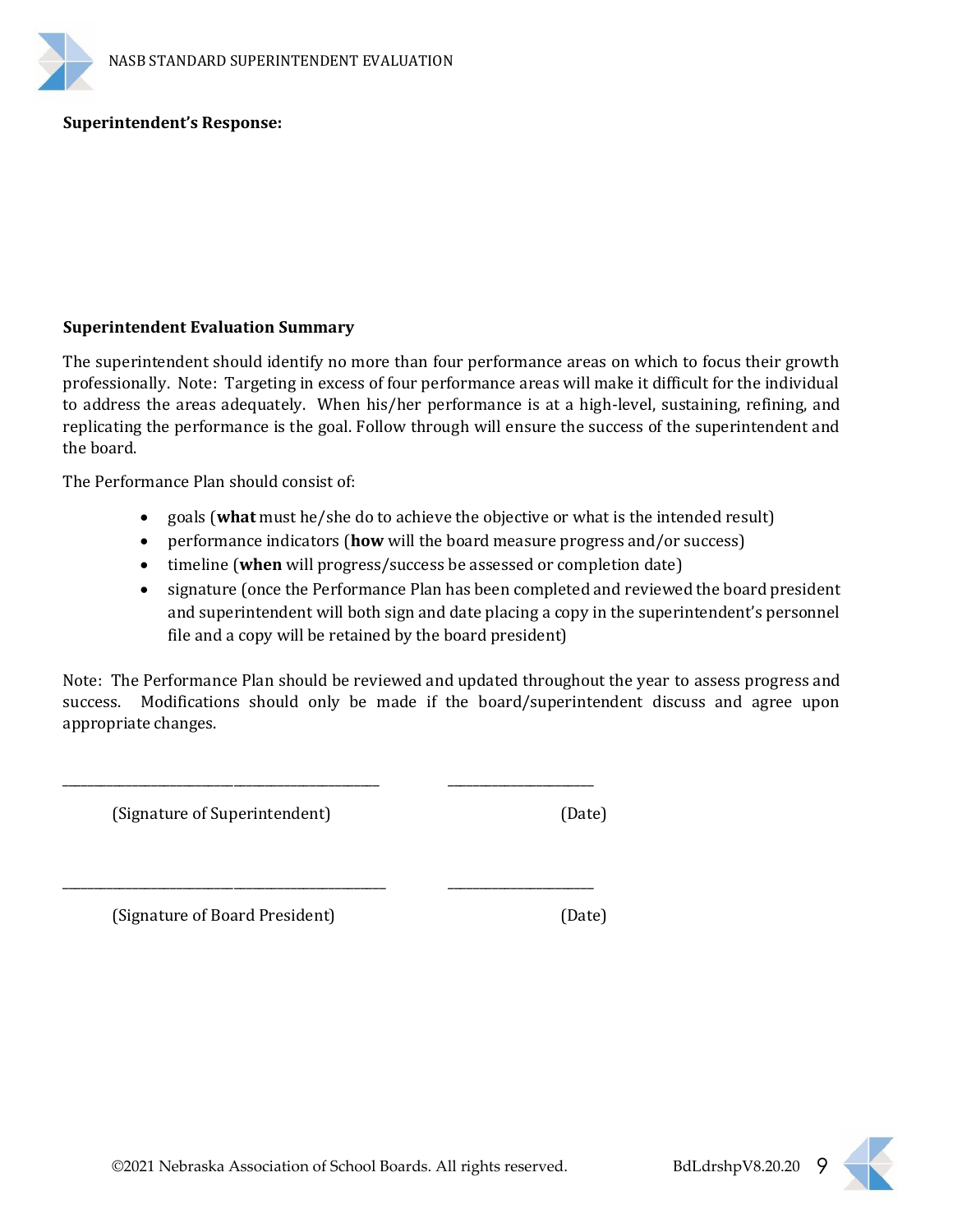**Superintendent's Response:**

**Superintendent Evaluation Summary**

The superintendent should identify no more than four performance areas on which to focus their growth professionally. Note: Targeting in excess of four performance areas will make it difficult for the individual to address the areas adequately. When his/her performance is at a high-level, sustaining, refining, and replicating the performance is the goal. Follow through will ensure the success of the superintendent and the board.

The Performance Plan should consist of:

- goals (**what** must he/she do to achieve the objective or what is the intended result)
- performance indicators (**how** will the board measure progress and/or success)
- timeline (**when** will progress/success be assessed or completion date)
- signature (once the Performance Plan has been completed and reviewed the board president and superintendent will both sign and date placing a copy in the superintendent's personnel file and a copy will be retained by the board president)

Note: The Performance Plan should be reviewed and updated throughout the year to assess progress and success. Modifications should only be made if the board/superintendent discuss and agree upon appropriate changes.

\_\_\_\_\_\_\_\_\_\_\_\_\_\_\_\_\_\_\_\_\_\_\_\_\_\_\_\_\_\_\_\_\_\_\_\_\_\_\_\_ \_\_\_\_\_\_\_\_\_\_\_\_\_\_\_\_\_\_\_\_

(Signature of Superintendent) (Date)

\_\_\_\_\_\_\_\_\_\_\_\_\_\_\_\_\_\_\_\_\_\_\_\_\_\_\_\_\_\_\_\_\_\_\_\_\_\_\_\_ \_\_\_\_\_\_\_\_\_\_\_\_\_\_\_\_\_\_\_\_

(Signature of Board President) (Date)